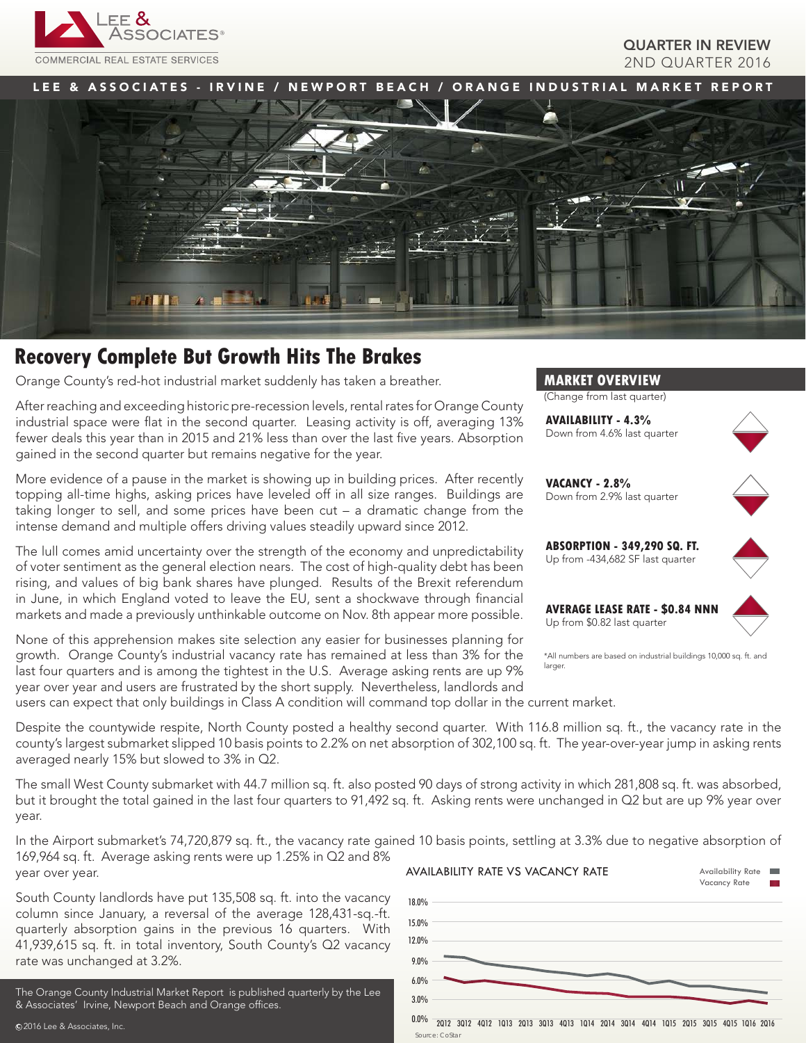QUARTER IN REVIEW
2ND QUARTER 2016

LEE & ASSOCIATES - IRVINE / NEWPORT BEACH / ORANGE INDUSTRIAL MARKET REPORT

# Recovery Complete But Growth Hits The Brakes

Orange County's red-hot industrial market suddenly has taken a breather.

After reaching and exceeding historic pre-recession levels, rental rates for Orange County industrial space were flat in the second quarter. Leasing activity is off, averaging 13% fewer deals this year than in 2015 and 21% less than over the last five years. Absorption gained in the second quarter but remains negative for the year.

More evidence of a pause in the market is showing up in building prices. After recently topping all-time highs, asking prices have leveled off in all size ranges. Buildings are taking longer to sell, and some prices have been cut – a dramatic change from the intense demand and multiple offers driving values steadily upward since 2012.

The lull comes amid uncertainty over the strength of the economy and unpredictability of voter sentiment as the general election nears. The cost of high-quality debt has been rising, and values of big bank shares have plunged. Results of the Brexit referendum in June, in which England voted to leave the EU, sent a shockwave through financial markets and made a previously unthinkable outcome on Nov. 8th appear more possible.

None of this apprehension makes site selection any easier for businesses planning for growth. Orange County's industrial vacancy rate has remained at less than 3% for the last four quarters and is among the tightest in the U.S. Average asking rents are up 9% year over year and users are frustrated by the short supply. Nevertheless, landlords and users can expect that only buildings in Class A condition will command top dollar in the current market.

Despite the countywide respite, North County posted a healthy second quarter. With 116.8 million sq. ft., the vacancy rate in the county's largest submarket slipped 10 basis points to 2.2% on net absorption of 302,100 sq. ft. The year-over-year jump in asking rents averaged nearly 15% but slowed to 3% in Q2.

The small West County submarket with 44.7 million sq. ft. also posted 90 days of strong activity in which 281,808 sq. ft. was absorbed, but it brought the total gained in the last four quarters to 91,492 sq. ft. Asking rents were unchanged in Q2 but are up 9% year over year.

In the Airport submarket's 74,720,879 sq. ft., the vacancy rate gained 10 basis points, settling at 3.3% due to negative absorption of 169,964 sq. ft. Average asking rents were up 1.25% in Q2 and 8% year over year.

South County landlords have put 135,508 sq. ft. into the vacancy column since January, a reversal of the average 128,431-sq.-ft. quarterly absorption gains in the previous 16 quarters. With 41,939,615 sq. ft. in total inventory, South County's Q2 vacancy rate was unchanged at 3.2%.

The Orange County Industrial Market Report is published quarterly by the Lee & Associates' Irvine, Newport Beach and Orange offices.

©2016 Lee & Associates, Inc.

## MARKET OVERVIEW

(Change from last quarter)

**AVAILABILITY - 4.3%**
Down from 4.6% last quarter

**VACANCY - 2.8%**
Down from 2.9% last quarter

**ABSORPTION - 349,290 SQ. FT.**
Up from -434,682 SF last quarter

**AVERAGE LEASE RATE - $0.84 NNN**
Up from $0.82 last quarter

*All numbers are based on industrial buildings 10,000 sq. ft. and larger.

AVAILABILITY RATE VS VACANCY RATE

Source: CoStar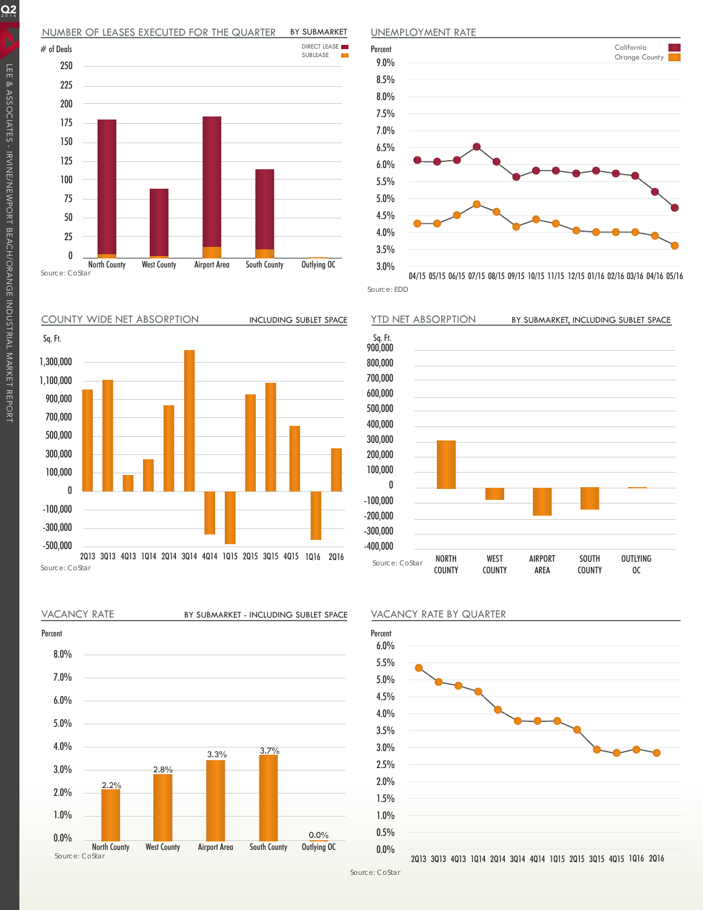## NUMBER OF LEASES EXECUTED FOR THE QUARTER — BY SUBMARKET

# of Deals

DIRECT LEASE / SUBLEASE

250, 225, 200, 175, 150, 125, 100, 75, 50, 25, 0

North County, West County, Airport Area, South County, Outlying OC

Source: CoStar

## UNEMPLOYMENT RATE

Percent

California / Orange County

9.0%, 8.5%, 8.0%, 7.5%, 7.0%, 6.5%, 6.0%, 5.5%, 5.0%, 4.5%, 4.0%, 3.5%, 3.0%

04/15 05/15 06/15 07/15 08/15 09/15 10/15 11/15 12/15 01/16 02/16 03/16 04/16 05/16

Source: EDD

## COUNTY WIDE NET ABSORPTION — INCLUDING SUBLET SPACE

Sq. Ft.

1,300,000, 1,100,000, 900,000, 700,000, 500,000, 300,000, 100,000, 0, -100,000, -300,000, -500,000

2Q13 3Q13 4Q13 1Q14 2Q14 3Q14 4Q14 1Q15 2Q15 3Q15 4Q15 1Q16 2Q16

Source: CoStar

## YTD NET ABSORPTION — BY SUBMARKET, INCLUDING SUBLET SPACE

Sq. Ft.

900,000, 800,000, 700,000, 600,000, 500,000, 400,000, 300,000, 200,000, 100,000, 0, -100,000, -200,000, -300,000, -400,000

NORTH COUNTY, WEST COUNTY, AIRPORT AREA, SOUTH COUNTY, OUTLYING OC

Source: CoStar

## VACANCY RATE — BY SUBMARKET - INCLUDING SUBLET SPACE

Percent

8.0%, 7.0%, 6.0%, 5.0%, 4.0%, 3.0%, 2.0%, 1.0%, 0.0%

| Submarket | Vacancy Rate |
|---|---|
| North County | 2.2% |
| West County | 2.8% |
| Airport Area | 3.3% |
| South County | 3.7% |
| Outlying OC | 0.0% |

Source: CoStar

## VACANCY RATE BY QUARTER

Percent

6.0%, 5.5%, 5.0%, 4.5%, 4.0%, 3.5%, 3.0%, 2.5%, 2.0%, 1.5%, 1.0%, 0.5%, 0.0%

2Q13 3Q13 4Q13 1Q14 2Q14 3Q14 4Q14 1Q15 2Q15 3Q15 4Q15 1Q16 2Q16

Source: CoStar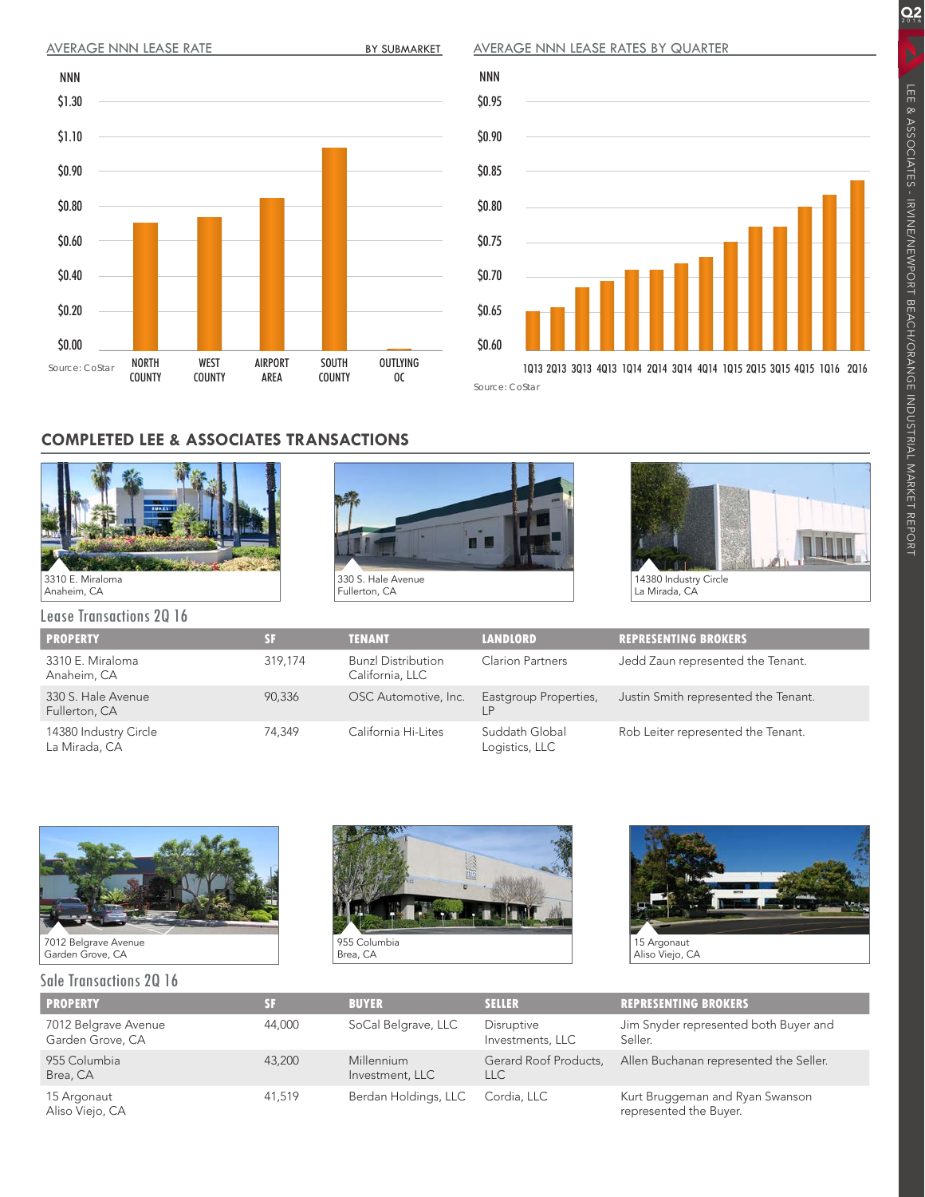## AVERAGE NNN LEASE RATE BY SUBMARKET

NNN

$1.30
$1.10
$0.90
$0.80
$0.60
$0.40
$0.20
$0.00

NORTH COUNTY | WEST COUNTY | AIRPORT AREA | SOUTH COUNTY | OUTLYING OC

Source: CoStar

## AVERAGE NNN LEASE RATES BY QUARTER

NNN

$0.95
$0.90
$0.85
$0.80
$0.75
$0.70
$0.65
$0.60

1Q13 2Q13 3Q13 4Q13 1Q14 2Q14 3Q14 4Q14 1Q15 2Q15 3Q15 4Q15 1Q16 2Q16

Source: CoStar

## COMPLETED LEE & ASSOCIATES TRANSACTIONS

3310 E. Miraloma
Anaheim, CA

330 S. Hale Avenue
Fullerton, CA

14380 Industry Circle
La Mirada, CA

### Lease Transactions 2Q 16

| PROPERTY | SF | TENANT | LANDLORD | REPRESENTING BROKERS |
|---|---|---|---|---|
| 3310 E. Miraloma Anaheim, CA | 319,174 | Bunzl Distribution California, LLC | Clarion Partners | Jedd Zaun represented the Tenant. |
| 330 S. Hale Avenue Fullerton, CA | 90,336 | OSC Automotive, Inc. | Eastgroup Properties, LP | Justin Smith represented the Tenant. |
| 14380 Industry Circle La Mirada, CA | 74,349 | California Hi-Lites | Suddath Global Logistics, LLC | Rob Leiter represented the Tenant. |

7012 Belgrave Avenue
Garden Grove, CA

955 Columbia
Brea, CA

15 Argonaut
Aliso Viejo, CA

### Sale Transactions 2Q 16

| PROPERTY | SF | BUYER | SELLER | REPRESENTING BROKERS |
|---|---|---|---|---|
| 7012 Belgrave Avenue Garden Grove, CA | 44,000 | SoCal Belgrave, LLC | Disruptive Investments, LLC | Jim Snyder represented both Buyer and Seller. |
| 955 Columbia Brea, CA | 43,200 | Millennium Investment, LLC | Gerard Roof Products, LLC | Allen Buchanan represented the Seller. |
| 15 Argonaut Aliso Viejo, CA | 41,519 | Berdan Holdings, LLC | Cordia, LLC | Kurt Bruggeman and Ryan Swanson represented the Buyer. |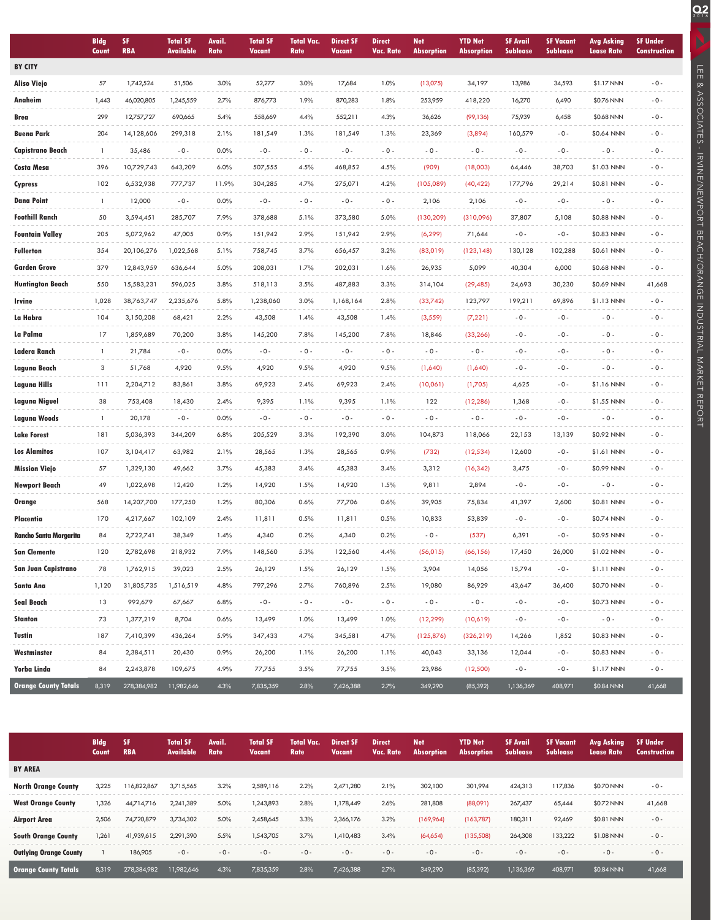| | Bldg Count | SF RBA | Total SF Available | Avail. Rate | Total SF Vacant | Total Vac. Rate | Direct SF Vacant | Direct Vac. Rate | Net Absorption | YTD Net Absorption | SF Avail Sublease | SF Vacant Sublease | Avg Asking Lease Rate | SF Under Construction |
|---|---|---|---|---|---|---|---|---|---|---|---|---|---|---|
| **BY CITY** | | | | | | | | | | | | | | |
| Aliso Viejo | 57 | 1,742,524 | 51,506 | 3.0% | 52,277 | 3.0% | 17,684 | 1.0% | (13,075) | 34,197 | 13,986 | 34,593 | $1.17 NNN | - 0 - |
| Anaheim | 1,443 | 46,020,805 | 1,245,559 | 2.7% | 876,773 | 1.9% | 870,283 | 1.8% | 253,959 | 418,220 | 16,270 | 6,490 | $0.76 NNN | - 0 - |
| Brea | 299 | 12,757,727 | 690,665 | 5.4% | 558,669 | 4.4% | 552,211 | 4.3% | 36,626 | (99,136) | 75,939 | 6,458 | $0.68 NNN | - 0 - |
| Buena Park | 204 | 14,128,606 | 299,318 | 2.1% | 181,549 | 1.3% | 181,549 | 1.3% | 23,369 | (3,894) | 160,579 | - 0 - | $0.64 NNN | - 0 - |
| Capistrano Beach | 1 | 35,486 | - 0 - | 0.0% | - 0 - | - 0 - | - 0 - | - 0 - | - 0 - | - 0 - | - 0 - | - 0 - | - 0 - | - 0 - |
| Costa Mesa | 396 | 10,729,743 | 643,209 | 6.0% | 507,555 | 4.5% | 468,852 | 4.5% | (909) | (18,003) | 64,446 | 38,703 | $1.03 NNN | - 0 - |
| Cypress | 102 | 6,532,938 | 777,737 | 11.9% | 304,285 | 4.7% | 275,071 | 4.2% | (105,089) | (40,422) | 177,796 | 29,214 | $0.81 NNN | - 0 - |
| Dana Point | 1 | 12,000 | - 0 - | 0.0% | - 0 - | - 0 - | - 0 - | - 0 - | 2,106 | 2,106 | - 0 - | - 0 - | - 0 - | - 0 - |
| Foothill Ranch | 50 | 3,594,451 | 285,707 | 7.9% | 378,688 | 5.1% | 373,580 | 5.0% | (130,209) | (310,096) | 37,807 | 5,108 | $0.88 NNN | - 0 - |
| Fountain Valley | 205 | 5,072,962 | 47,005 | 0.9% | 151,942 | 2.9% | 151,942 | 2.9% | (6,299) | 71,644 | - 0 - | - 0 - | $0.83 NNN | - 0 - |
| Fullerton | 354 | 20,106,276 | 1,022,568 | 5.1% | 758,745 | 3.7% | 656,457 | 3.2% | (83,019) | (123,148) | 130,128 | 102,288 | $0.61 NNN | - 0 - |
| Garden Grove | 379 | 12,843,959 | 636,644 | 5.0% | 208,031 | 1.7% | 202,031 | 1.6% | 26,935 | 5,099 | 40,304 | 6,000 | $0.68 NNN | - 0 - |
| Huntington Beach | 550 | 15,583,231 | 596,025 | 3.8% | 518,113 | 3.5% | 487,883 | 3.3% | 314,104 | (29,485) | 24,693 | 30,230 | $0.69 NNN | 41,668 |
| Irvine | 1,028 | 38,763,747 | 2,235,676 | 5.8% | 1,238,060 | 3.0% | 1,168,164 | 2.8% | (33,742) | 123,797 | 199,211 | 69,896 | $1.13 NNN | - 0 - |
| La Habra | 104 | 3,150,208 | 68,421 | 2.2% | 43,508 | 1.4% | 43,508 | 1.4% | (3,559) | (7,221) | - 0 - | - 0 - | - 0 - | - 0 - |
| La Palma | 17 | 1,859,689 | 70,200 | 3.8% | 145,200 | 7.8% | 145,200 | 7.8% | 18,846 | (33,266) | - 0 - | - 0 - | - 0 - | - 0 - |
| Ladera Ranch | 1 | 21,784 | - 0 - | 0.0% | - 0 - | - 0 - | - 0 - | - 0 - | - 0 - | - 0 - | - 0 - | - 0 - | - 0 - | - 0 - |
| Laguna Beach | 3 | 51,768 | 4,920 | 9.5% | 4,920 | 9.5% | 4,920 | 9.5% | (1,640) | (1,640) | - 0 - | - 0 - | - 0 - | - 0 - |
| Laguna Hills | 111 | 2,204,712 | 83,861 | 3.8% | 69,923 | 2.4% | 69,923 | 2.4% | (10,061) | (1,705) | 4,625 | - 0 - | $1.16 NNN | - 0 - |
| Laguna Niguel | 38 | 753,408 | 18,430 | 2.4% | 9,395 | 1.1% | 9,395 | 1.1% | 122 | (12,286) | 1,368 | - 0 - | $1.55 NNN | - 0 - |
| Laguna Woods | 1 | 20,178 | - 0 - | 0.0% | - 0 - | - 0 - | - 0 - | - 0 - | - 0 - | - 0 - | - 0 - | - 0 - | - 0 - | - 0 - |
| Lake Forest | 181 | 5,036,393 | 344,209 | 6.8% | 205,529 | 3.3% | 192,390 | 3.0% | 104,873 | 118,066 | 22,153 | 13,139 | $0.92 NNN | - 0 - |
| Los Alamitos | 107 | 3,104,417 | 63,982 | 2.1% | 28,565 | 1.3% | 28,565 | 0.9% | (732) | (12,534) | 12,600 | - 0 - | $1.61 NNN | - 0 - |
| Mission Viejo | 57 | 1,329,130 | 49,662 | 3.7% | 45,383 | 3.4% | 45,383 | 3.4% | 3,312 | (16,342) | 3,475 | - 0 - | $0.99 NNN | - 0 - |
| Newport Beach | 49 | 1,022,698 | 12,420 | 1.2% | 14,920 | 1.5% | 14,920 | 1.5% | 9,811 | 2,894 | - 0 - | - 0 - | - 0 - | - 0 - |
| Orange | 568 | 14,207,700 | 177,250 | 1.2% | 80,306 | 0.6% | 77,706 | 0.6% | 39,905 | 75,834 | 41,397 | 2,600 | $0.81 NNN | - 0 - |
| Placentia | 170 | 4,217,667 | 102,109 | 2.4% | 11,811 | 0.5% | 11,811 | 0.5% | 10,833 | 53,839 | - 0 - | - 0 - | $0.74 NNN | - 0 - |
| Rancho Santa Margarita | 84 | 2,722,741 | 38,349 | 1.4% | 4,340 | 0.2% | 4,340 | 0.2% | - 0 - | (537) | 6,391 | - 0 - | $0.95 NNN | - 0 - |
| San Clemente | 120 | 2,782,698 | 218,932 | 7.9% | 148,560 | 5.3% | 122,560 | 4.4% | (56,015) | (66,156) | 17,450 | 26,000 | $1.02 NNN | - 0 - |
| San Juan Capistrano | 78 | 1,762,915 | 39,023 | 2.5% | 26,129 | 1.5% | 26,129 | 1.5% | 3,904 | 14,056 | 15,794 | - 0 - | $1.11 NNN | - 0 - |
| Santa Ana | 1,120 | 31,805,735 | 1,516,519 | 4.8% | 797,296 | 2.7% | 760,896 | 2.5% | 19,080 | 86,929 | 43,647 | 36,400 | $0.70 NNN | - 0 - |
| Seal Beach | 13 | 992,679 | 67,667 | 6.8% | - 0 - | - 0 - | - 0 - | - 0 - | - 0 - | - 0 - | - 0 - | - 0 - | $0.73 NNN | - 0 - |
| Stanton | 73 | 1,377,219 | 8,704 | 0.6% | 13,499 | 1.0% | 13,499 | 1.0% | (12,299) | (10,619) | - 0 - | - 0 - | - 0 - | - 0 - |
| Tustin | 187 | 7,410,399 | 436,264 | 5.9% | 347,433 | 4.7% | 345,581 | 4.7% | (125,876) | (326,219) | 14,266 | 1,852 | $0.83 NNN | - 0 - |
| Westminster | 84 | 2,384,511 | 20,430 | 0.9% | 26,200 | 1.1% | 26,200 | 1.1% | 40,043 | 33,136 | 12,044 | - 0 - | $0.83 NNN | - 0 - |
| Yorba Linda | 84 | 2,243,878 | 109,675 | 4.9% | 77,755 | 3.5% | 77,755 | 3.5% | 23,986 | (12,500) | - 0 - | - 0 - | $1.17 NNN | - 0 - |
| **Orange County Totals** | 8,319 | 278,384,982 | 11,982,646 | 4.3% | 7,835,359 | 2.8% | 7,426,388 | 2.7% | 349,290 | (85,392) | 1,136,369 | 408,971 | $0.84 NNN | 41,668 |

| | Bldg Count | SF RBA | Total SF Available | Avail. Rate | Total SF Vacant | Total Vac. Rate | Direct SF Vacant | Direct Vac. Rate | Net Absorption | YTD Net Absorption | SF Avail Sublease | SF Vacant Sublease | Avg Asking Lease Rate | SF Under Construction |
|---|---|---|---|---|---|---|---|---|---|---|---|---|---|---|
| **BY AREA** | | | | | | | | | | | | | | |
| North Orange County | 3,225 | 116,822,867 | 3,715,565 | 3.2% | 2,589,116 | 2.2% | 2,471,280 | 2.1% | 302,100 | 301,994 | 424,313 | 117,836 | $0.70 NNN | - 0 - |
| West Orange County | 1,326 | 44,714,716 | 2,241,389 | 5.0% | 1,243,893 | 2.8% | 1,178,449 | 2.6% | 281,808 | (88,091) | 267,437 | 65,444 | $0.72 NNN | 41,668 |
| Airport Area | 2,506 | 74,720,879 | 3,734,302 | 5.0% | 2,458,645 | 3.3% | 2,366,176 | 3.2% | (169,964) | (163,787) | 180,311 | 92,469 | $0.81 NNN | - 0 - |
| South Orange County | 1,261 | 41,939,615 | 2,291,390 | 5.5% | 1,543,705 | 3.7% | 1,410,483 | 3.4% | (64,654) | (135,508) | 264,308 | 133,222 | $1.08 NNN | - 0 - |
| Outlying Orange County | 1 | 186,905 | - 0 - | - 0 - | - 0 - | - 0 - | - 0 - | - 0 - | - 0 - | - 0 - | - 0 - | - 0 - | - 0 - | - 0 - |
| **Orange County Totals** | 8,319 | 278,384,982 | 11,982,646 | 4.3% | 7,835,359 | 2.8% | 7,426,388 | 2.7% | 349,290 | (85,392) | 1,136,369 | 408,971 | $0.84 NNN | 41,668 |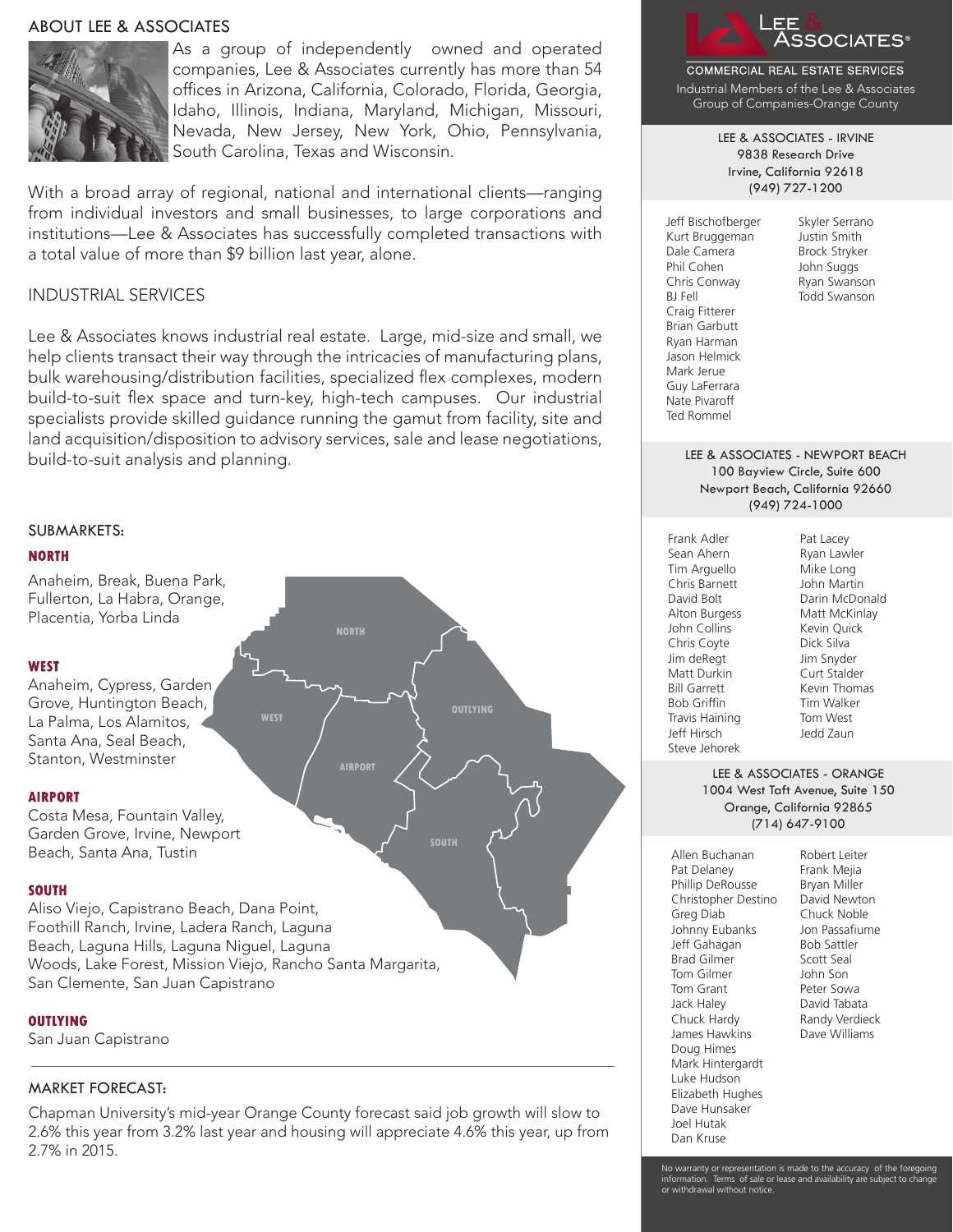## ABOUT LEE & ASSOCIATES

As a group of independently owned and operated companies, Lee & Associates currently has more than 54 offices in Arizona, California, Colorado, Florida, Georgia, Idaho, Illinois, Indiana, Maryland, Michigan, Missouri, Nevada, New Jersey, New York, Ohio, Pennsylvania, South Carolina, Texas and Wisconsin.

With a broad array of regional, national and international clients—ranging from individual investors and small businesses, to large corporations and institutions—Lee & Associates has successfully completed transactions with a total value of more than $9 billion last year, alone.

## INDUSTRIAL SERVICES

Lee & Associates knows industrial real estate. Large, mid-size and small, we help clients transact their way through the intricacies of manufacturing plans, bulk warehousing/distribution facilities, specialized flex complexes, modern build-to-suit flex space and turn-key, high-tech campuses. Our industrial specialists provide skilled guidance running the gamut from facility, site and land acquisition/disposition to advisory services, sale and lease negotiations, build-to-suit analysis and planning.

## SUBMARKETS:

**NORTH**

Anaheim, Break, Buena Park, Fullerton, La Habra, Orange, Placentia, Yorba Linda

**WEST**

Anaheim, Cypress, Garden Grove, Huntington Beach, La Palma, Los Alamitos, Santa Ana, Seal Beach, Stanton, Westminster

**AIRPORT**

Costa Mesa, Fountain Valley, Garden Grove, Irvine, Newport Beach, Santa Ana, Tustin

**SOUTH**

Aliso Viejo, Capistrano Beach, Dana Point, Foothill Ranch, Irvine, Ladera Ranch, Laguna Beach, Laguna Hills, Laguna Niguel, Laguna Woods, Lake Forest, Mission Viejo, Rancho Santa Margarita, San Clemente, San Juan Capistrano

**OUTLYING**

San Juan Capistrano

NORTH
WEST
OUTLYING
AIRPORT
SOUTH

## MARKET FORECAST:

Chapman University's mid-year Orange County forecast said job growth will slow to 2.6% this year from 3.2% last year and housing will appreciate 4.6% this year, up from 2.7% in 2015.

---

LEE & ASSOCIATES®

COMMERCIAL REAL ESTATE SERVICES

Industrial Members of the Lee & Associates Group of Companies-Orange County

### LEE & ASSOCIATES - IRVINE
9838 Research Drive
Irvine, California 92618
(949) 727-1200

Jeff Bischofberger
Kurt Bruggeman
Dale Camera
Phil Cohen
Chris Conway
BJ Fell
Craig Fitterer
Brian Garbutt
Ryan Harman
Jason Helmick
Mark Jerue
Guy LaFerrara
Nate Pivaroff
Ted Rommel
Skyler Serrano
Justin Smith
Brock Stryker
John Suggs
Ryan Swanson
Todd Swanson

### LEE & ASSOCIATES - NEWPORT BEACH
100 Bayview Circle, Suite 600
Newport Beach, California 92660
(949) 724-1000

Frank Adler
Sean Ahern
Tim Arguello
Chris Barnett
David Bolt
Alton Burgess
John Collins
Chris Coyte
Jim deRegt
Matt Durkin
Bill Garrett
Bob Griffin
Travis Haining
Jeff Hirsch
Steve Jehorek
Pat Lacey
Ryan Lawler
Mike Long
John Martin
Darin McDonald
Matt McKinlay
Kevin Quick
Dick Silva
Jim Snyder
Curt Stalder
Kevin Thomas
Tim Walker
Tom West
Jedd Zaun

### LEE & ASSOCIATES - ORANGE
1004 West Taft Avenue, Suite 150
Orange, California 92865
(714) 647-9100

Allen Buchanan
Pat Delaney
Phillip DeRousse
Christopher Destino
Greg Diab
Johnny Eubanks
Jeff Gahagan
Brad Gilmer
Tom Gilmer
Tom Grant
Jack Haley
Chuck Hardy
James Hawkins
Doug Himes
Mark Hintergardt
Luke Hudson
Elizabeth Hughes
Dave Hunsaker
Joel Hutak
Dan Kruse
Robert Leiter
Frank Mejia
Bryan Miller
David Newton
Chuck Noble
Jon Passafiume
Bob Sattler
Scott Seal
John Son
Peter Sowa
David Tabata
Randy Verdieck
Dave Williams

No warranty or representation is made to the accuracy of the foregoing information. Terms of sale or lease and availability are subject to change or withdrawal without notice.